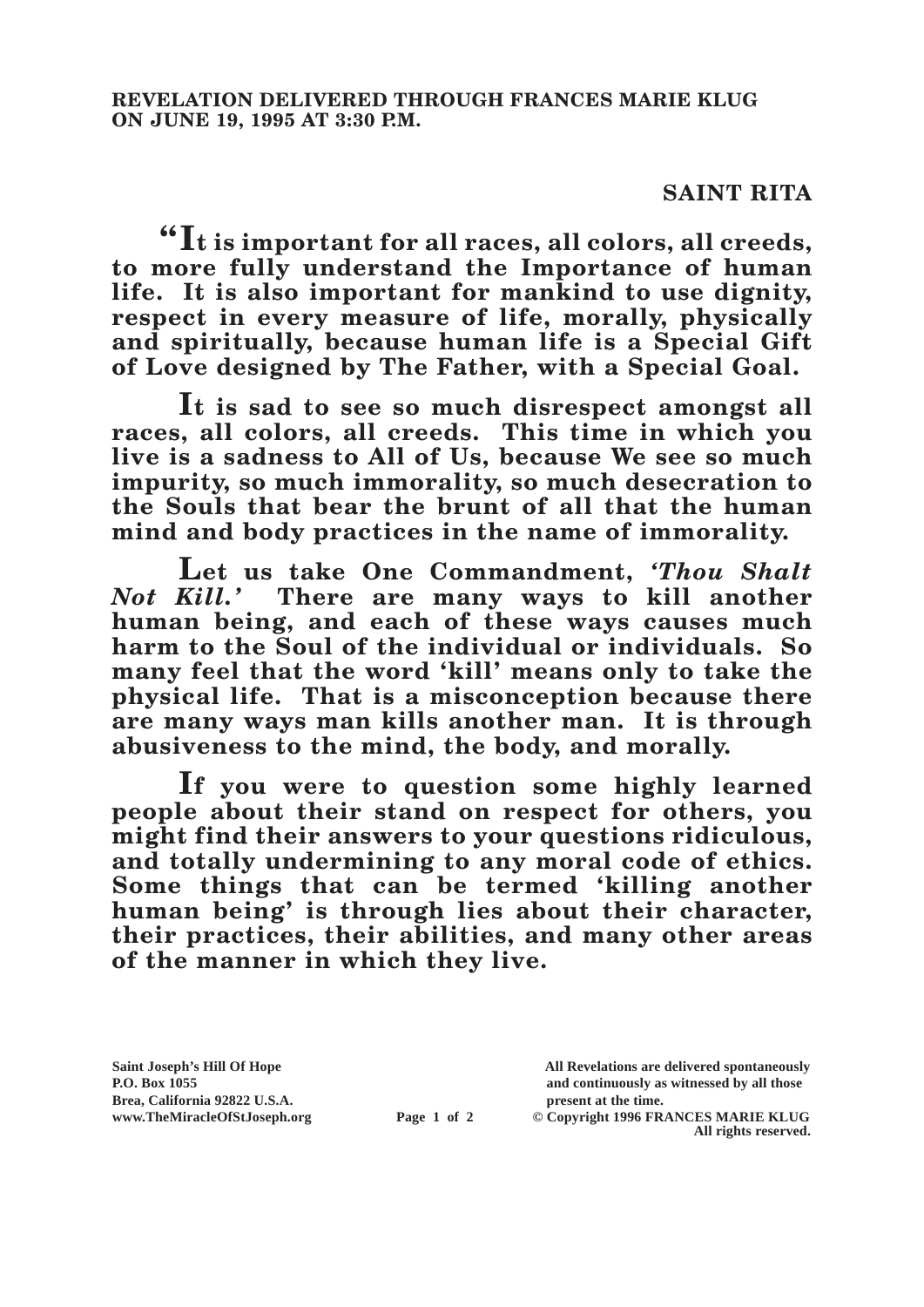**REVELATION DELIVERED THROUGH FRANCES MARIE KLUG ON JUNE 19, 1995 AT 3:30 P.M.**

## SAINT RITA

**"It is important for all races, all colors, all creeds, to more fully understand the Importance of human life. It is also important for mankind to use dignity, respect in every measure of life, morally, physically and spiritually, because human life is a Special Gift of Love designed by The Father, with a Special Goal.**

**It is sad to see so much disrespect amongst all races, all colors, all creeds. This time in which you live is a sadness to All of Us, because We see so much impurity, so much immorality, so much desecration to the Souls that bear the brunt of all that the human mind and body practices in the name of immorality.**

**Let us take One Commandment, *'Thou Shalt Not Kill.'* There are many ways to kill another human being, and each of these ways causes much harm to the Soul of the individual or individuals. So many feel that the word 'kill' means only to take the physical life. That is a misconception because there are many ways man kills another man. It is through abusiveness to the mind, the body, and morally.**

**If you were to question some highly learned people about their stand on respect for others, you might find their answers to your questions ridiculous, and totally undermining to any moral code of ethics. Some things that can be termed 'killing another human being' is through lies about their character, their practices, their abilities, and many other areas of the manner in which they live.**

Saint Joseph's Hill Of Hope
P.O. Box 1055
Brea, California 92822 U.S.A.
www.TheMiracleOfStJoseph.org

All Revelations are delivered spontaneously and continuously as witnessed by all those present at the time.
© Copyright 1996 FRANCES MARIE KLUG
All rights reserved.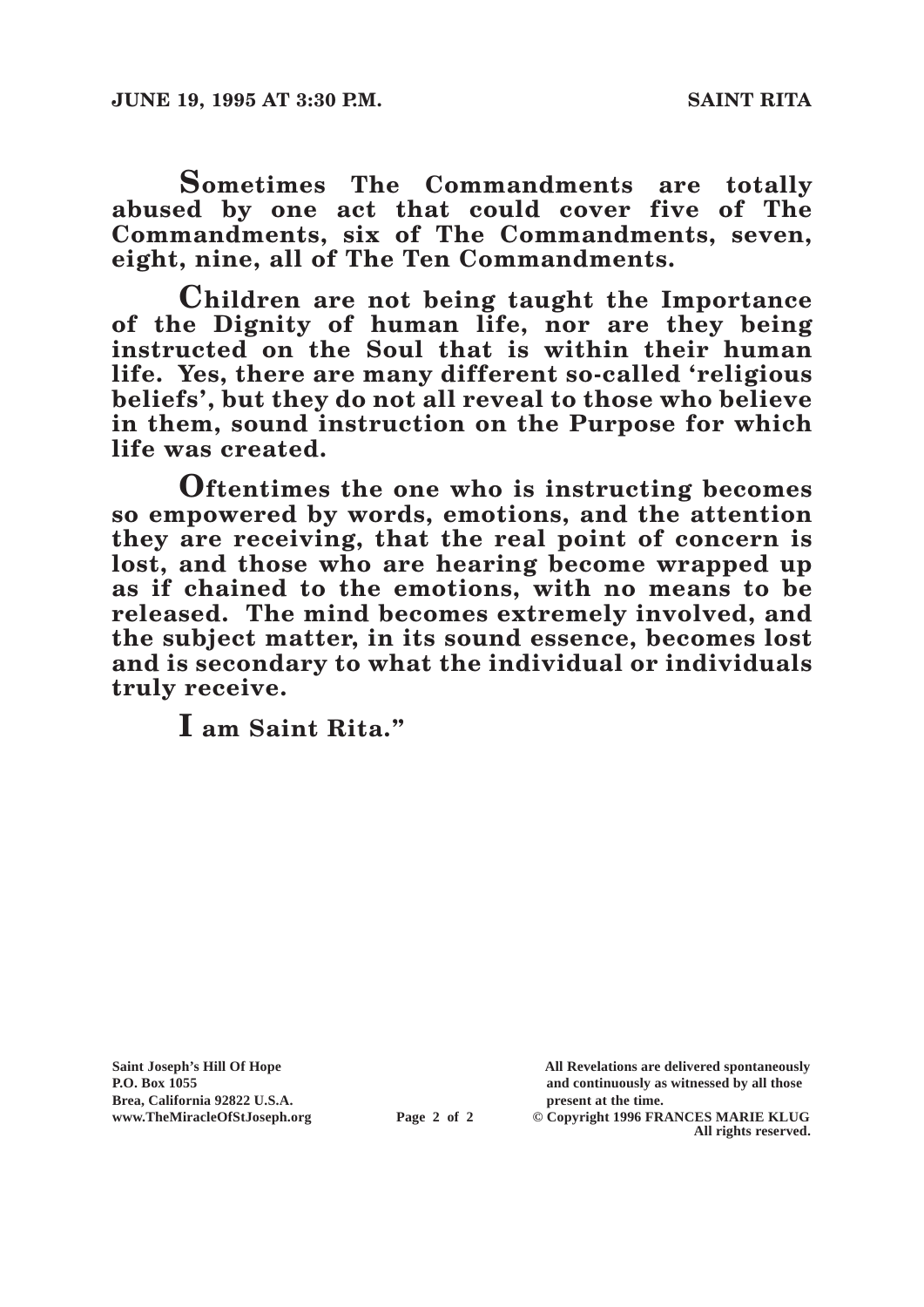**Sometimes The Commandments are totally abused by one act that could cover five of The Commandments, six of The Commandments, seven, eight, nine, all of The Ten Commandments.**

**Children are not being taught the Importance of the Dignity of human life, nor are they being instructed on the Soul that is within their human life. Yes, there are many different so-called 'religious beliefs', but they do not all reveal to those who believe in them, sound instruction on the Purpose for which life was created.**

**Oftentimes the one who is instructing becomes so empowered by words, emotions, and the attention they are receiving, that the real point of concern is lost, and those who are hearing become wrapped up as if chained to the emotions, with no means to be released. The mind becomes extremely involved, and the subject matter, in its sound essence, becomes lost and is secondary to what the individual or individuals truly receive.**

**I am Saint Rita."**

Saint Joseph's Hill Of Hope
P.O. Box 1055
Brea, California 92822 U.S.A.
www.TheMiracleOfStJoseph.org

All Revelations are delivered spontaneously and continuously as witnessed by all those present at the time.
© Copyright 1996 FRANCES MARIE KLUG
All rights reserved.